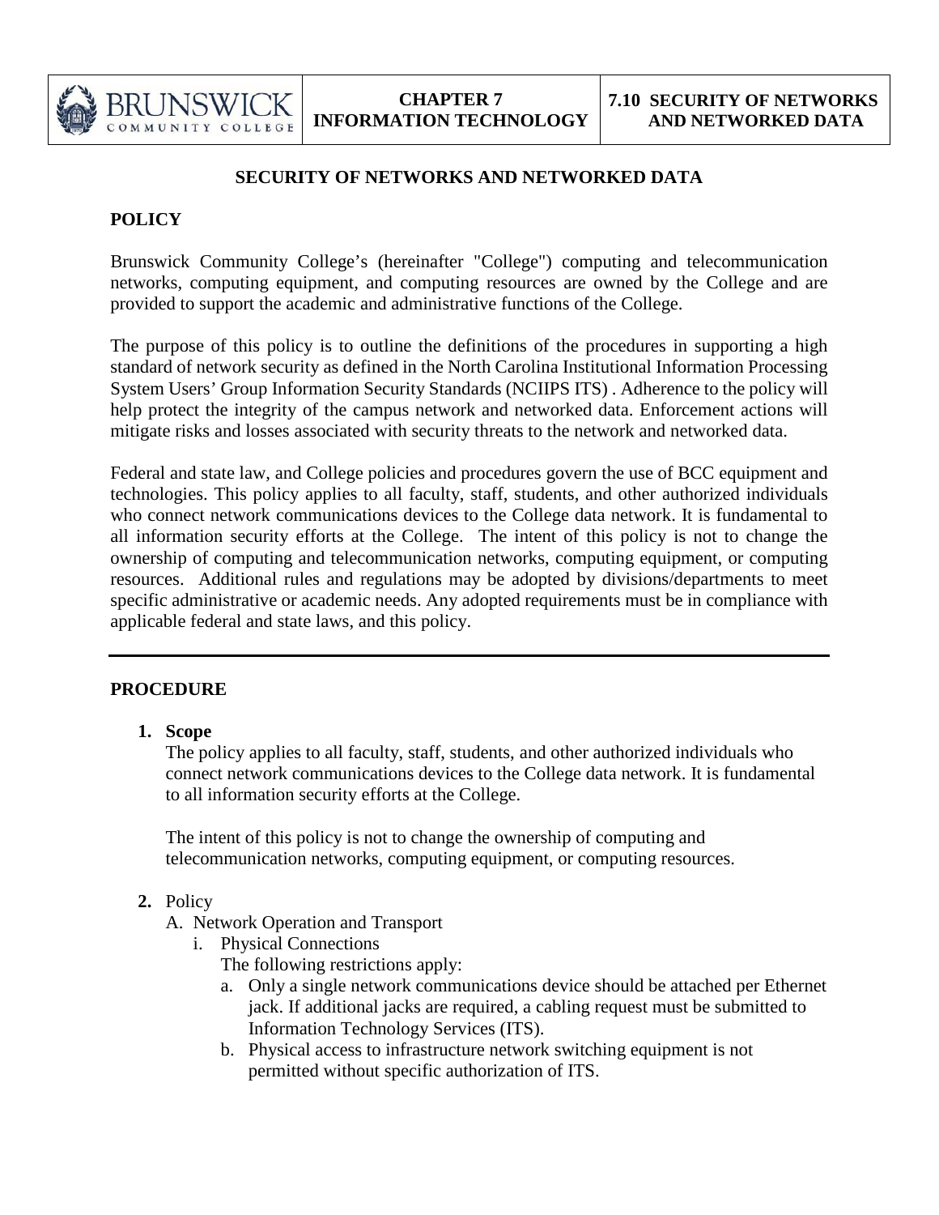# SECURITY OF NETWORKS AND NETWORKED DATA

## POLICY

Brunswick Community College's (hereinafter "College") computing and telecommunication networks, computing equipment, and computing resources are owned by the College and are provided to support the academic and administrative functions of the College.

The purpose of this policy is to outline the definitions of the procedures in supporting a high standard of network security as defined in the North Carolina Institutional Information Processing System Users' Group Information Security Standards (NCIIPS ITS) . Adherence to the policy will help protect the integrity of the campus network and networked data. Enforcement actions will mitigate risks and losses associated with security threats to the network and networked data.

Federal and state law, and College policies and procedures govern the use of BCC equipment and technologies. This policy applies to all faculty, staff, students, and other authorized individuals who connect network communications devices to the College data network. It is fundamental to all information security efforts at the College. The intent of this policy is not to change the ownership of computing and telecommunication networks, computing equipment, or computing resources. Additional rules and regulations may be adopted by divisions/departments to meet specific administrative or academic needs. Any adopted requirements must be in compliance with applicable federal and state laws, and this policy.

---

## PROCEDURE

1. **Scope**

   The policy applies to all faculty, staff, students, and other authorized individuals who connect network communications devices to the College data network. It is fundamental to all information security efforts at the College.

   The intent of this policy is not to change the ownership of computing and telecommunication networks, computing equipment, or computing resources.

2. Policy
   - A. Network Operation and Transport
     - i. Physical Connections

       The following restrictions apply:
       - a. Only a single network communications device should be attached per Ethernet jack. If additional jacks are required, a cabling request must be submitted to Information Technology Services (ITS).
       - b. Physical access to infrastructure network switching equipment is not permitted without specific authorization of ITS.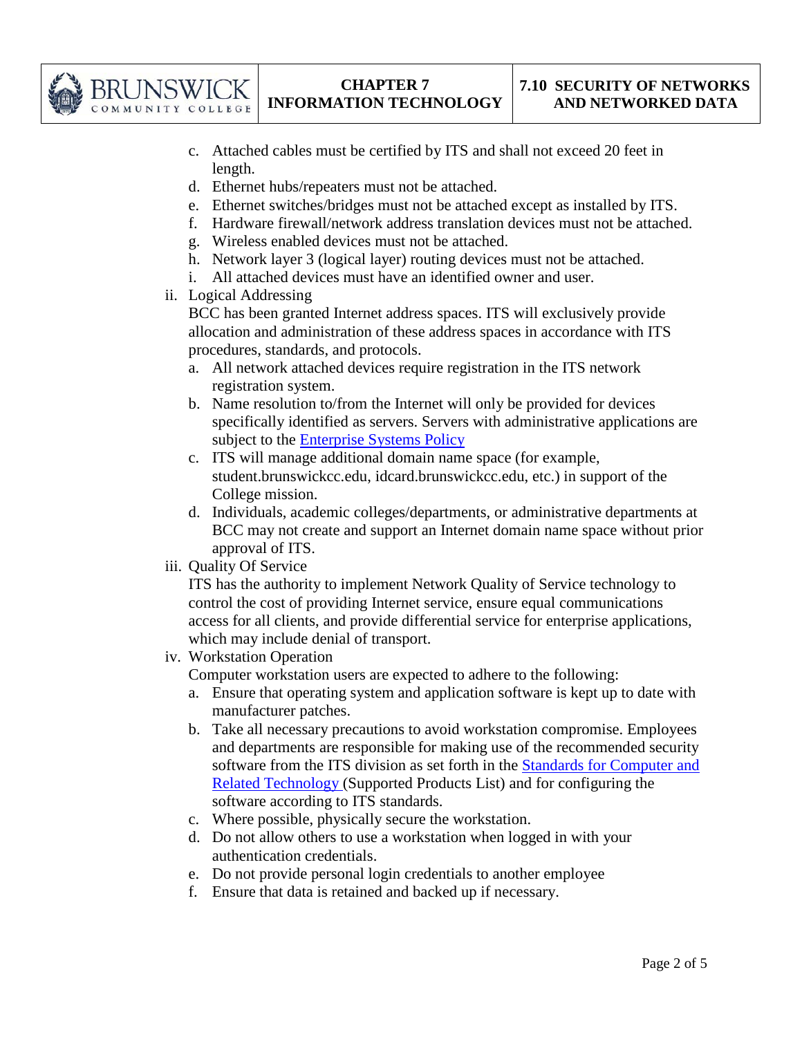c. Attached cables must be certified by ITS and shall not exceed 20 feet in length.
d. Ethernet hubs/repeaters must not be attached.
e. Ethernet switches/bridges must not be attached except as installed by ITS.
f. Hardware firewall/network address translation devices must not be attached.
g. Wireless enabled devices must not be attached.
h. Network layer 3 (logical layer) routing devices must not be attached.
i. All attached devices must have an identified owner and user.

ii. Logical Addressing

BCC has been granted Internet address spaces. ITS will exclusively provide allocation and administration of these address spaces in accordance with ITS procedures, standards, and protocols.

a. All network attached devices require registration in the ITS network registration system.
b. Name resolution to/from the Internet will only be provided for devices specifically identified as servers. Servers with administrative applications are subject to the Enterprise Systems Policy
c. ITS will manage additional domain name space (for example, student.brunswickcc.edu, idcard.brunswickcc.edu, etc.) in support of the College mission.
d. Individuals, academic colleges/departments, or administrative departments at BCC may not create and support an Internet domain name space without prior approval of ITS.

iii. Quality Of Service

ITS has the authority to implement Network Quality of Service technology to control the cost of providing Internet service, ensure equal communications access for all clients, and provide differential service for enterprise applications, which may include denial of transport.

iv. Workstation Operation

Computer workstation users are expected to adhere to the following:

a. Ensure that operating system and application software is kept up to date with manufacturer patches.
b. Take all necessary precautions to avoid workstation compromise. Employees and departments are responsible for making use of the recommended security software from the ITS division as set forth in the Standards for Computer and Related Technology (Supported Products List) and for configuring the software according to ITS standards.
c. Where possible, physically secure the workstation.
d. Do not allow others to use a workstation when logged in with your authentication credentials.
e. Do not provide personal login credentials to another employee
f. Ensure that data is retained and backed up if necessary.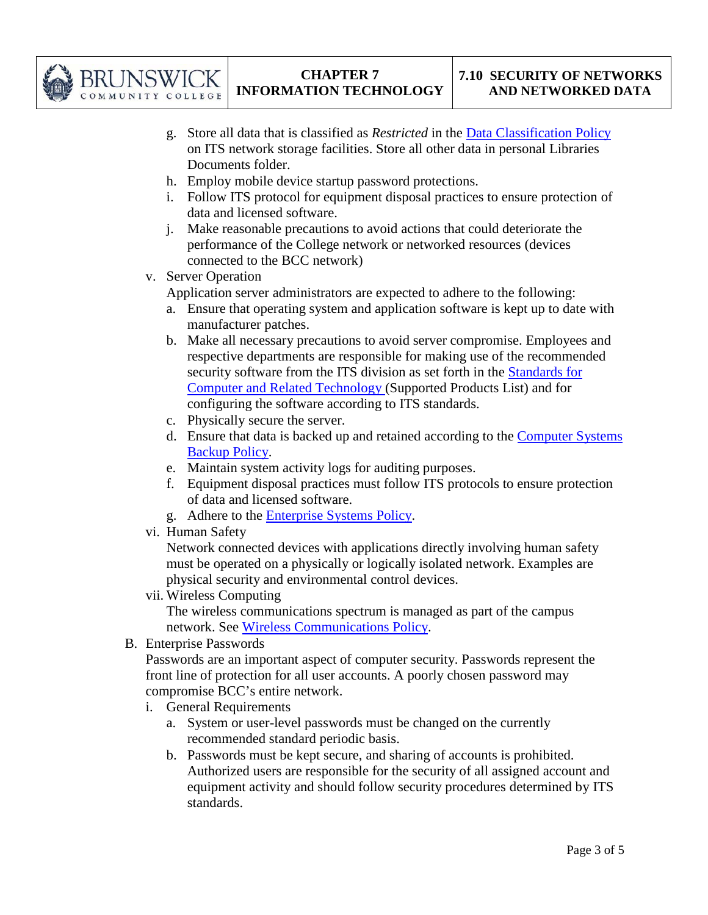g. Store all data that is classified as *Restricted* in the [Data Classification Policy] on ITS network storage facilities. Store all other data in personal Libraries Documents folder.
h. Employ mobile device startup password protections.
i. Follow ITS protocol for equipment disposal practices to ensure protection of data and licensed software.
j. Make reasonable precautions to avoid actions that could deteriorate the performance of the College network or networked resources (devices connected to the BCC network)

v. Server Operation

Application server administrators are expected to adhere to the following:

a. Ensure that operating system and application software is kept up to date with manufacturer patches.
b. Make all necessary precautions to avoid server compromise. Employees and respective departments are responsible for making use of the recommended security software from the ITS division as set forth in the Standards for Computer and Related Technology (Supported Products List) and for configuring the software according to ITS standards.
c. Physically secure the server.
d. Ensure that data is backed up and retained according to the Computer Systems Backup Policy.
e. Maintain system activity logs for auditing purposes.
f. Equipment disposal practices must follow ITS protocols to ensure protection of data and licensed software.
g. Adhere to the Enterprise Systems Policy.

vi. Human Safety

Network connected devices with applications directly involving human safety must be operated on a physically or logically isolated network. Examples are physical security and environmental control devices.

vii. Wireless Computing

The wireless communications spectrum is managed as part of the campus network. See Wireless Communications Policy.

B. Enterprise Passwords

Passwords are an important aspect of computer security. Passwords represent the front line of protection for all user accounts. A poorly chosen password may compromise BCC's entire network.

i. General Requirements

a. System or user-level passwords must be changed on the currently recommended standard periodic basis.
b. Passwords must be kept secure, and sharing of accounts is prohibited. Authorized users are responsible for the security of all assigned account and equipment activity and should follow security procedures determined by ITS standards.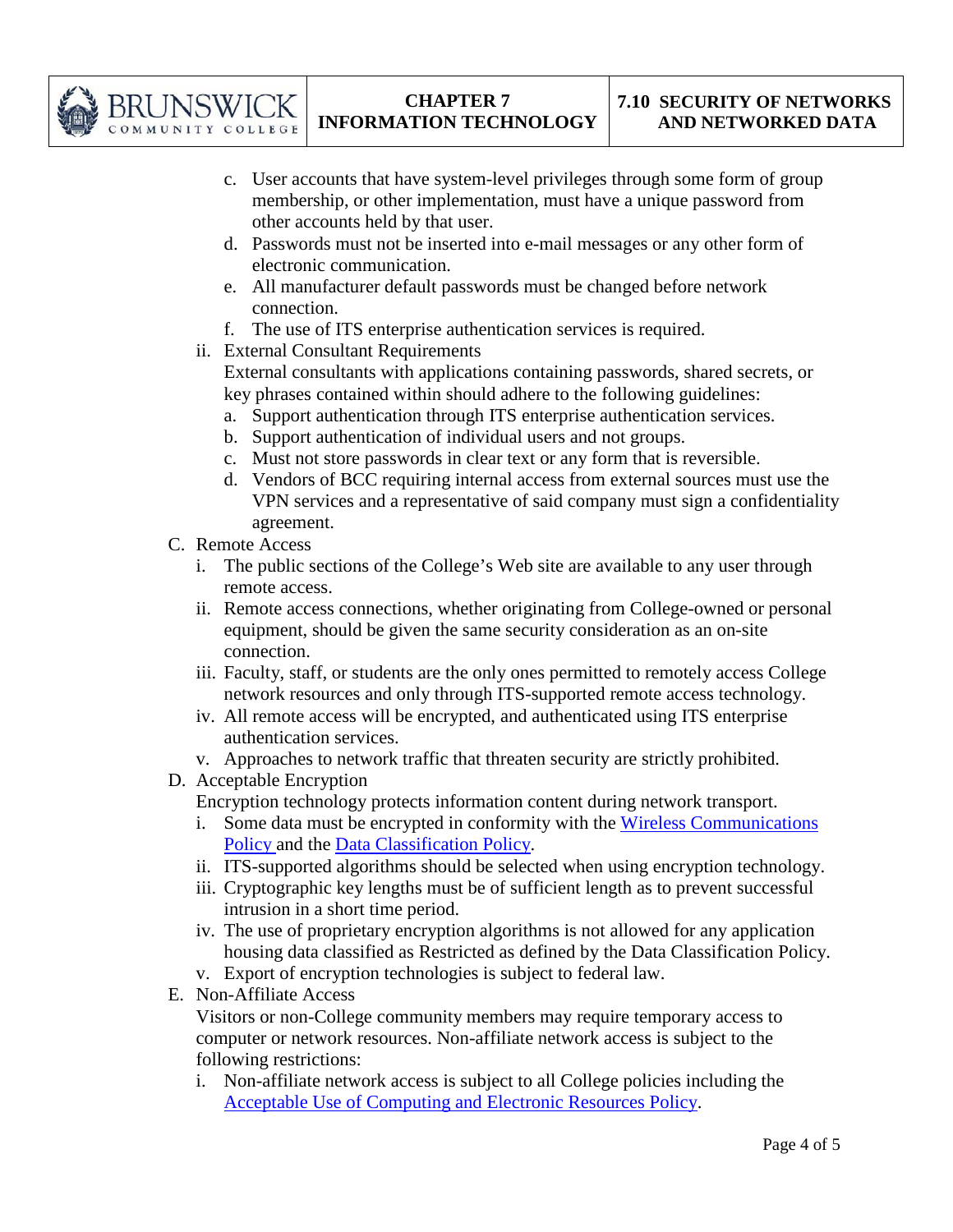c. User accounts that have system-level privileges through some form of group membership, or other implementation, must have a unique password from other accounts held by that user.
d. Passwords must not be inserted into e-mail messages or any other form of electronic communication.
e. All manufacturer default passwords must be changed before network connection.
f. The use of ITS enterprise authentication services is required.

ii. External Consultant Requirements

External consultants with applications containing passwords, shared secrets, or key phrases contained within should adhere to the following guidelines:

a. Support authentication through ITS enterprise authentication services.
b. Support authentication of individual users and not groups.
c. Must not store passwords in clear text or any form that is reversible.
d. Vendors of BCC requiring internal access from external sources must use the VPN services and a representative of said company must sign a confidentiality agreement.

C. Remote Access

i. The public sections of the College's Web site are available to any user through remote access.
ii. Remote access connections, whether originating from College-owned or personal equipment, should be given the same security consideration as an on-site connection.
iii. Faculty, staff, or students are the only ones permitted to remotely access College network resources and only through ITS-supported remote access technology.
iv. All remote access will be encrypted, and authenticated using ITS enterprise authentication services.
v. Approaches to network traffic that threaten security are strictly prohibited.

D. Acceptable Encryption

Encryption technology protects information content during network transport.

i. Some data must be encrypted in conformity with the Wireless Communications Policy and the Data Classification Policy.
ii. ITS-supported algorithms should be selected when using encryption technology.
iii. Cryptographic key lengths must be of sufficient length as to prevent successful intrusion in a short time period.
iv. The use of proprietary encryption algorithms is not allowed for any application housing data classified as Restricted as defined by the Data Classification Policy.
v. Export of encryption technologies is subject to federal law.

E. Non-Affiliate Access

Visitors or non-College community members may require temporary access to computer or network resources. Non-affiliate network access is subject to the following restrictions:

i. Non-affiliate network access is subject to all College policies including the Acceptable Use of Computing and Electronic Resources Policy.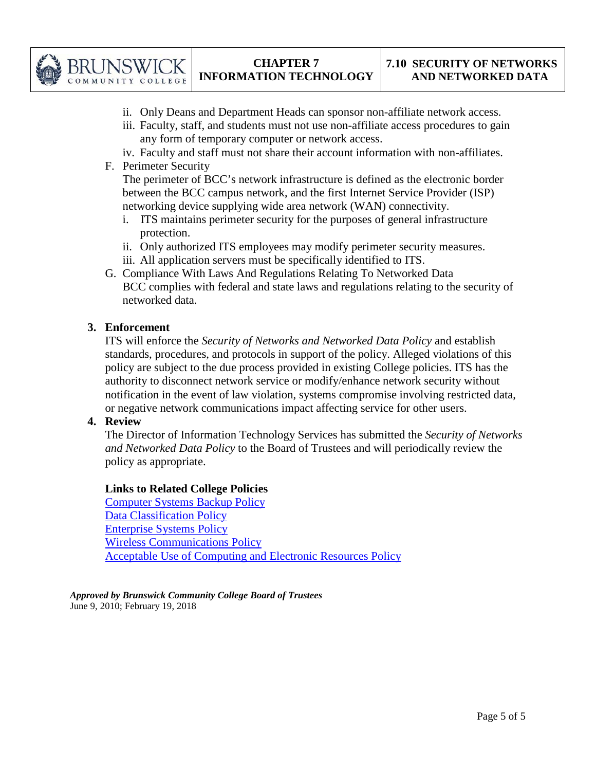ii. Only Deans and Department Heads can sponsor non-affiliate network access.
iii. Faculty, staff, and students must not use non-affiliate access procedures to gain any form of temporary computer or network access.
iv. Faculty and staff must not share their account information with non-affiliates.

F. Perimeter Security

The perimeter of BCC's network infrastructure is defined as the electronic border between the BCC campus network, and the first Internet Service Provider (ISP) networking device supplying wide area network (WAN) connectivity.

i. ITS maintains perimeter security for the purposes of general infrastructure protection.
ii. Only authorized ITS employees may modify perimeter security measures.
iii. All application servers must be specifically identified to ITS.

G. Compliance With Laws And Regulations Relating To Networked Data

BCC complies with federal and state laws and regulations relating to the security of networked data.

**3. Enforcement**

ITS will enforce the *Security of Networks and Networked Data Policy* and establish standards, procedures, and protocols in support of the policy. Alleged violations of this policy are subject to the due process provided in existing College policies. ITS has the authority to disconnect network service or modify/enhance network security without notification in the event of law violation, systems compromise involving restricted data, or negative network communications impact affecting service for other users.

**4. Review**

The Director of Information Technology Services has submitted the *Security of Networks and Networked Data Policy* to the Board of Trustees and will periodically review the policy as appropriate.

**Links to Related College Policies**

Computer Systems Backup Policy
Data Classification Policy
Enterprise Systems Policy
Wireless Communications Policy
Acceptable Use of Computing and Electronic Resources Policy

***Approved by Brunswick Community College Board of Trustees***
June 9, 2010; February 19, 2018